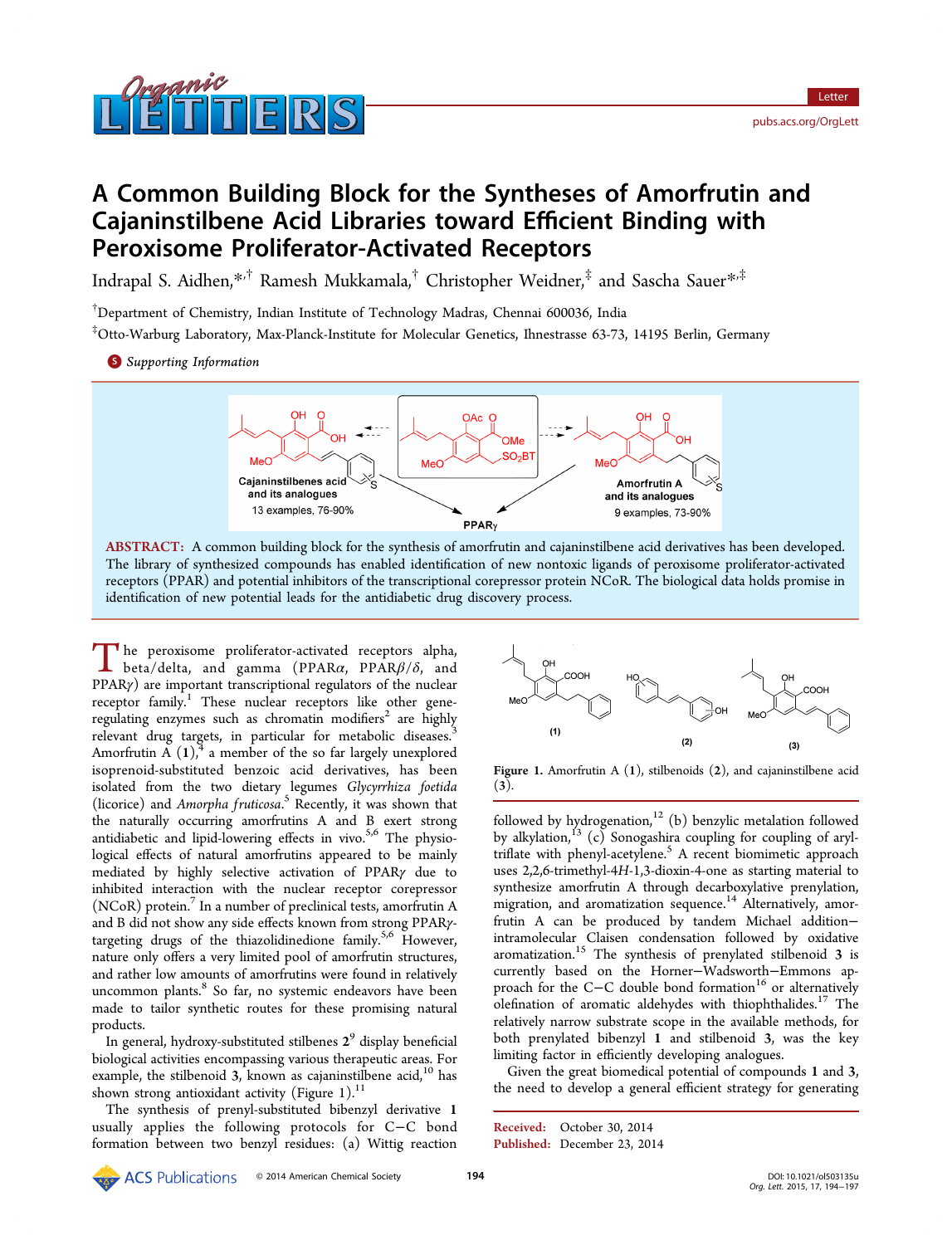# A Common Building Block for the Syntheses of Amorfrutin and Cajaninstilbene Acid Libraries toward Efficient Binding with Peroxisome Proliferator-Activated Receptors

Indrapal S. Aidhen,[*,†] Ramesh Mukkamala,[†] Christopher Weidner,[‡] and Sascha Sauer[*,‡]

[†]Department of Chemistry, Indian Institute of Technology Madras, Chennai 600036, India

[‡]Otto-Warburg Laboratory, Max-Planck-Institute for Molecular Genetics, Ihnestrasse 63-73, 14195 Berlin, Germany

Supporting Information

**ABSTRACT:** A common building block for the synthesis of amorfrutin and cajaninstilbene acid derivatives has been developed. The library of synthesized compounds has enabled identification of new nontoxic ligands of peroxisome proliferator-activated receptors (PPAR) and potential inhibitors of the transcriptional corepressor protein NCoR. The biological data holds promise in identification of new potential leads for the antidiabetic drug discovery process.

The peroxisome proliferator-activated receptors alpha, beta/delta, and gamma (PPARα, PPARβ/δ, and PPARγ) are important transcriptional regulators of the nuclear receptor family.[1] These nuclear receptors like other gene-regulating enzymes such as chromatin modifiers[2] are highly relevant drug targets, in particular for metabolic diseases.[3] Amorfrutin A (**1**),[4] a member of the so far largely unexplored isoprenoid-substituted benzoic acid derivatives, has been isolated from the two dietary legumes *Glycyrrhiza foetida* (licorice) and *Amorpha fruticosa*.[5] Recently, it was shown that the naturally occurring amorfrutins A and B exert strong antidiabetic and lipid-lowering effects in vivo.[5,6] The physiological effects of natural amorfrutins appeared to be mainly mediated by highly selective activation of PPARγ due to inhibited interaction with the nuclear receptor corepressor (NCoR) protein.[7] In a number of preclinical tests, amorfrutin A and B did not show any side effects known from strong PPARγ-targeting drugs of the thiazolidinedione family.[5,6] However, nature only offers a very limited pool of amorfrutin structures, and rather low amounts of amorfrutins were found in relatively uncommon plants.[8] So far, no systemic endeavors have been made to tailor synthetic routes for these promising natural products.

In general, hydroxy-substituted stilbenes **2**[9] display beneficial biological activities encompassing various therapeutic areas. For example, the stilbenoid **3**, known as cajaninstilbene acid,[10] has shown strong antioxidant activity (Figure 1).[11]

The synthesis of prenyl-substituted bibenzyl derivative **1** usually applies the following protocols for C−C bond formation between two benzyl residues: (a) Wittig reaction followed by hydrogenation,[12] (b) benzylic metalation followed by alkylation,[13] (c) Sonogashira coupling for coupling of aryl-triflate with phenyl-acetylene.[5] A recent biomimetic approach uses 2,2,6-trimethyl-4*H*-1,3-dioxin-4-one as starting material to synthesize amorfrutin A through decarboxylative prenylation, migration, and aromatization sequence.[14] Alternatively, amorfrutin A can be produced by tandem Michael addition−intramolecular Claisen condensation followed by oxidative aromatization.[15] The synthesis of prenylated stilbenoid **3** is currently based on the Horner−Wadsworth−Emmons approach for the C−C double bond formation[16] or alternatively olefination of aromatic aldehydes with thiophthalides.[17] The relatively narrow substrate scope in the available methods, for both prenylated bibenzyl **1** and stilbenoid **3**, was the key limiting factor in efficiently developing analogues.

Figure 1. Amorfrutin A (**1**), stilbenoids (**2**), and cajaninstilbene acid (**3**).

Given the great biomedical potential of compounds **1** and **3**, the need to develop a general efficient strategy for generating

Received: October 30, 2014
Published: December 23, 2014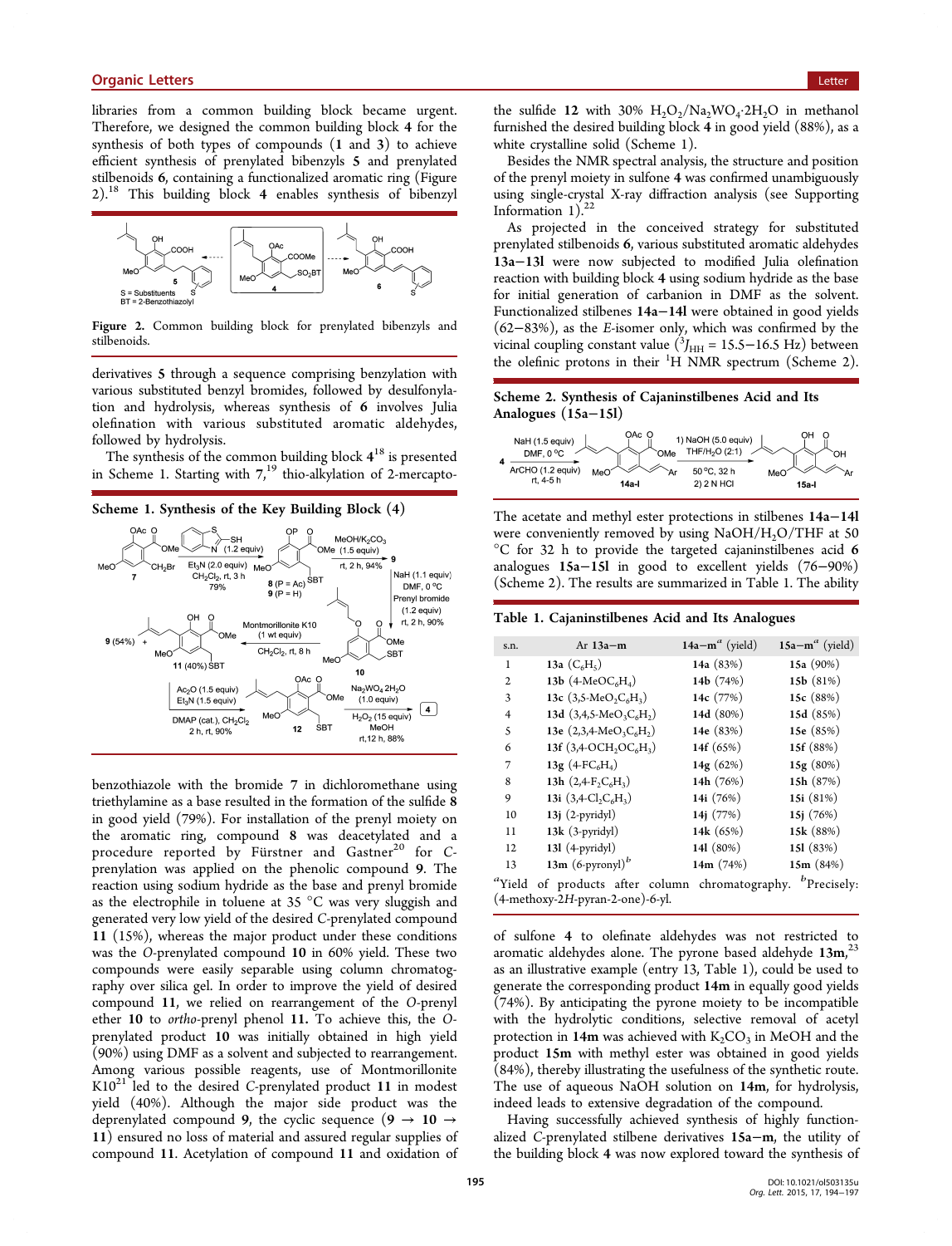libraries from a common building block became urgent. Therefore, we designed the common building block 4 for the synthesis of both types of compounds (1 and 3) to achieve efficient synthesis of prenylated bibenzyls 5 and prenylated stilbenoids 6, containing a functionalized aromatic ring (Figure 2).[18] This building block 4 enables synthesis of bibenzyl derivatives 5 through a sequence comprising benzylation with various substituted benzyl bromides, followed by desulfonylation and hydrolysis, whereas synthesis of 6 involves Julia olefination with various substituted aromatic aldehydes, followed by hydrolysis.

**Figure 2.** Common building block for prenylated bibenzyls and stilbenoids.

The synthesis of the common building block 4[18] is presented in Scheme 1. Starting with 7,[19] thio-alkylation of 2-mercaptobenzothiazole with the bromide 7 in dichloromethane using triethylamine as a base resulted in the formation of the sulfide 8 in good yield (79%). For installation of the prenyl moiety on the aromatic ring, compound 8 was deacetylated and a procedure reported by Fürstner and Gastner[20] for *C*-prenylation was applied on the phenolic compound 9. The reaction using sodium hydride as the base and prenyl bromide as the electrophile in toluene at 35 °C was very sluggish and generated very low yield of the desired *C*-prenylated compound 11 (15%), whereas the major product under these conditions was the *O*-prenylated compound 10 in 60% yield. These two compounds were easily separable using column chromatography over silica gel. In order to improve the yield of desired compound 11, we relied on rearrangement of the *O*-prenyl ether 10 to *ortho*-prenyl phenol 11. To achieve this, the *O*-prenylated product 10 was initially obtained in high yield (90%) using DMF as a solvent and subjected to rearrangement. Among various possible reagents, use of Montmorillonite K10[21] led to the desired *C*-prenylated product 11 in modest yield (40%). Although the major side product was the deprenylated compound 9, the cyclic sequence (9 → 10 → 11) ensured no loss of material and assured regular supplies of compound 11. Acetylation of compound 11 and oxidation of the sulfide 12 with 30% $H_2O_2$/$Na_2WO_4·2H_2O$ in methanol furnished the desired building block 4 in good yield (88%), as a white crystalline solid (Scheme 1).

**Scheme 1. Synthesis of the Key Building Block (4)**

Besides the NMR spectral analysis, the structure and position of the prenyl moiety in sulfone 4 was confirmed unambiguously using single-crystal X-ray diffraction analysis (see Supporting Information 1).[22]

As projected in the conceived strategy for substituted prenylated stilbenoids 6, various substituted aromatic aldehydes 13a−13l were now subjected to modified Julia olefination reaction with building block 4 using sodium hydride as the base for initial generation of carbanion in DMF as the solvent. Functionalized stilbenes 14a−14l were obtained in good yields (62−83%), as the *E*-isomer only, which was confirmed by the vicinal coupling constant value ($^3J_{HH}$ = 15.5−16.5 Hz) between the olefinic protons in their $^1$H NMR spectrum (Scheme 2).

**Scheme 2. Synthesis of Cajaninstilbenes Acid and Its Analogues (15a−15l)**

The acetate and methyl ester protections in stilbenes 14a−14l were conveniently removed by using NaOH/$H_2O$/THF at 50 °C for 32 h to provide the targeted cajaninstilbenes acid 6 analogues 15a−15l in good to excellent yields (76−90%) (Scheme 2). The results are summarized in Table 1. The ability of sulfone 4 to olefinate aldehydes was not restricted to aromatic aldehydes alone. The pyrone based aldehyde 13m,[23] as an illustrative example (entry 13, Table 1), could be used to generate the corresponding product 14m in equally good yields (74%). By anticipating the pyrone moiety to be incompatible with the hydrolytic conditions, selective removal of acetyl protection in 14m was achieved with $K_2CO_3$ in MeOH and the product 15m with methyl ester was obtained in good yields (84%), thereby illustrating the usefulness of the synthetic route. The use of aqueous NaOH solution on 14m, for hydrolysis, indeed leads to extensive degradation of the compound.

**Table 1. Cajaninstilbenes Acid and Its Analogues**

| s.n. | Ar 13a−m | 14a−m[a] (yield) | 15a−m[a] (yield) |
|---|---|---|---|
| 1 | 13a ($C_6H_5$) | 14a (83%) | 15a (90%) |
| 2 | 13b (4-$MeOC_6H_4$) | 14b (74%) | 15b (81%) |
| 3 | 13c (3,5-$MeO_2C_6H_3$) | 14c (77%) | 15c (88%) |
| 4 | 13d (3,4,5-$MeO_3C_6H_2$) | 14d (80%) | 15d (85%) |
| 5 | 13e (2,3,4-$MeO_3C_6H_2$) | 14e (83%) | 15e (85%) |
| 6 | 13f (3,4-$OCH_2OC_6H_3$) | 14f (65%) | 15f (88%) |
| 7 | 13g (4-$FC_6H_4$) | 14g (62%) | 15g (80%) |
| 8 | 13h (2,4-$F_2C_6H_3$) | 14h (76%) | 15h (87%) |
| 9 | 13i (3,4-$Cl_2C_6H_3$) | 14i (76%) | 15i (81%) |
| 10 | 13j (2-pyridyl) | 14j (77%) | 15j (76%) |
| 11 | 13k (3-pyridyl) | 14k (65%) | 15k (88%) |
| 12 | 13l (4-pyridyl) | 14l (80%) | 15l (83%) |
| 13 | 13m (6-pyronyl)[b] | 14m (74%) | 15m (84%) |

[a]Yield of products after column chromatography. [b]Precisely: (4-methoxy-2*H*-pyran-2-one)-6-yl.

Having successfully achieved synthesis of highly functionalized *C*-prenylated stilbene derivatives 15a−m, the utility of the building block 4 was now explored toward the synthesis of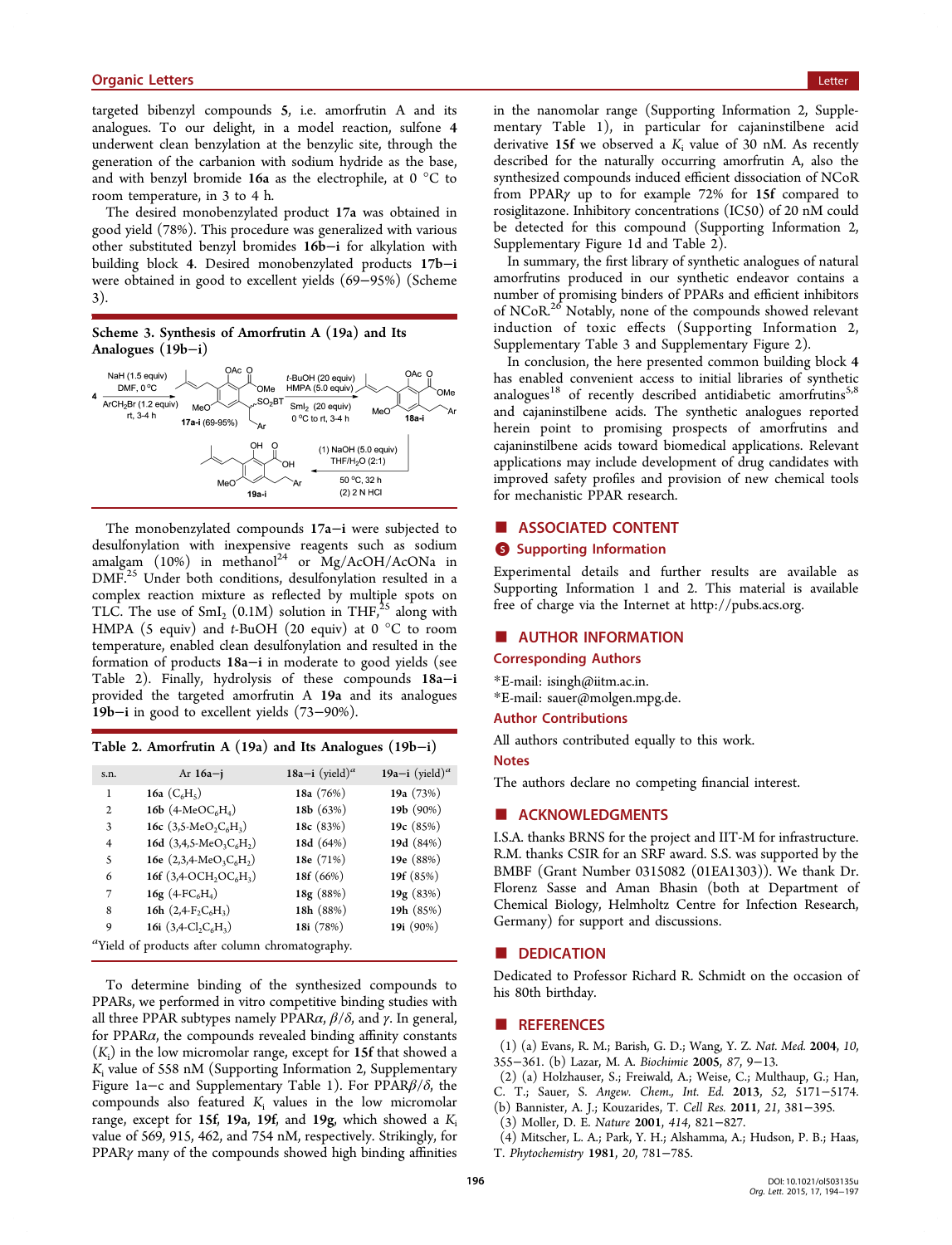targeted bibenzyl compounds **5**, i.e. amorfrutin A and its analogues. To our delight, in a model reaction, sulfone **4** underwent clean benzylation at the benzylic site, through the generation of the carbanion with sodium hydride as the base, and with benzyl bromide **16a** as the electrophile, at 0 °C to room temperature, in 3 to 4 h.

The desired monobenzylated product **17a** was obtained in good yield (78%). This procedure was generalized with various other substituted benzyl bromides **16b–i** for alkylation with building block **4**. Desired monobenzylated products **17b–i** were obtained in good to excellent yields (69–95%) (Scheme 3).

**Scheme 3. Synthesis of Amorfrutin A (19a) and Its Analogues (19b–i)**

4 → (NaH (1.5 equiv), DMF, 0 °C; $ArCH_2Br$ (1.2 equiv), rt, 3-4 h) → **17a-i** (69-95%) → (t-BuOH (20 equiv), HMPA (5.0 equiv), $SmI_2$ (20 equiv), 0 °C to rt, 3-4 h) → **18a-i** → ((1) NaOH (5.0 equiv), THF/$H_2O$ (2:1), 50 °C, 32 h; (2) 2 N HCl) → **19a-i**

The monobenzylated compounds **17a–i** were subjected to desulfonylation with inexpensive reagents such as sodium amalgam (10%) in methanol[24] or Mg/AcOH/AcONa in DMF.[25] Under both conditions, desulfonylation resulted in a complex reaction mixture as reflected by multiple spots on TLC. The use of $SmI_2$ (0.1M) solution in THF,[25] along with HMPA (5 equiv) and *t*-BuOH (20 equiv) at 0 °C to room temperature, enabled clean desulfonylation and resulted in the formation of products **18a–i** in moderate to good yields (see Table 2). Finally, hydrolysis of these compounds **18a–i** provided the targeted amorfrutin A **19a** and its analogues **19b–i** in good to excellent yields (73–90%).

**Table 2. Amorfrutin A (19a) and Its Analogues (19b–i)**

| s.n. | Ar 16a–j | 18a–i (yield)[a] | 19a–i (yield)[a] |
|---|---|---|---|
| 1 | **16a** ($C_6H_5$) | **18a** (76%) | **19a** (73%) |
| 2 | **16b** (4-$MeOC_6H_4$) | **18b** (63%) | **19b** (90%) |
| 3 | **16c** (3,5-$MeO_2C_6H_3$) | **18c** (83%) | **19c** (85%) |
| 4 | **16d** (3,4,5-$MeO_3C_6H_2$) | **18d** (64%) | **19d** (84%) |
| 5 | **16e** (2,3,4-$MeO_3C_6H_2$) | **18e** (71%) | **19e** (88%) |
| 6 | **16f** (3,4-$OCH_2OC_6H_3$) | **18f** (66%) | **19f** (85%) |
| 7 | **16g** (4-$FC_6H_4$) | **18g** (88%) | **19g** (83%) |
| 8 | **16h** (2,4-$F_2C_6H_3$) | **18h** (88%) | **19h** (85%) |
| 9 | **16i** (3,4-$Cl_2C_6H_3$) | **18i** (78%) | **19i** (90%) |

[a]Yield of products after column chromatography.

To determine binding of the synthesized compounds to PPARs, we performed in vitro competitive binding studies with all three PPAR subtypes namely PPAR$\alpha$, $\beta/\delta$, and $\gamma$. In general, for PPAR$\alpha$, the compounds revealed binding affinity constants ($K_i$) in the low micromolar range, except for **15f** that showed a $K_i$ value of 558 nM (Supporting Information 2, Supplementary Figure 1a–c and Supplementary Table 1). For PPAR$\beta/\delta$, the compounds also featured $K_i$ values in the low micromolar range, except for **15f, 19a, 19f,** and **19g**, which showed a $K_i$ value of 569, 915, 462, and 754 nM, respectively. Strikingly, for PPAR$\gamma$ many of the compounds showed high binding affinities in the nanomolar range (Supporting Information 2, Supplementary Table 1), in particular for cajaninstilbene acid derivative **15f** we observed a $K_i$ value of 30 nM. As recently described for the naturally occurring amorfrutin A, also the synthesized compounds induced efficient dissociation of NCoR from PPAR$\gamma$ up to for example 72% for **15f** compared to rosiglitazone. Inhibitory concentrations (IC50) of 20 nM could be detected for this compound (Supporting Information 2, Supplementary Figure 1d and Table 2).

In summary, the first library of synthetic analogues of natural amorfrutins produced in our synthetic endeavor contains a number of promising binders of PPARs and efficient inhibitors of NCoR.[26] Notably, none of the compounds showed relevant induction of toxic effects (Supporting Information 2, Supplementary Table 3 and Supplementary Figure 2).

In conclusion, the here presented common building block **4** has enabled convenient access to initial libraries of synthetic analogues[18] of recently described antidiabetic amorfrutins[5,8] and cajaninstilbene acids. The synthetic analogues reported herein point to promising prospects of amorfrutins and cajaninstilbene acids toward biomedical applications. Relevant applications may include development of drug candidates with improved safety profiles and provision of new chemical tools for mechanistic PPAR research.

## ■ ASSOCIATED CONTENT

### Supporting Information

Experimental details and further results are available as Supporting Information 1 and 2. This material is available free of charge via the Internet at http://pubs.acs.org.

## ■ AUTHOR INFORMATION

### Corresponding Authors

*E-mail: isingh@iitm.ac.in.

*E-mail: sauer@molgen.mpg.de.

### Author Contributions

All authors contributed equally to this work.

### Notes

The authors declare no competing financial interest.

## ■ ACKNOWLEDGMENTS

I.S.A. thanks BRNS for the project and IIT-M for infrastructure. R.M. thanks CSIR for an SRF award. S.S. was supported by the BMBF (Grant Number 0315082 (01EA1303)). We thank Dr. Florenz Sasse and Aman Bhasin (both at Department of Chemical Biology, Helmholtz Centre for Infection Research, Germany) for support and discussions.

## ■ DEDICATION

Dedicated to Professor Richard R. Schmidt on the occasion of his 80th birthday.

## ■ REFERENCES

(1) (a) Evans, R. M.; Barish, G. D.; Wang, Y. Z. *Nat. Med.* **2004**, *10*, 355–361. (b) Lazar, M. A. *Biochimie* **2005**, *87*, 9–13.

(2) (a) Holzhauser, S.; Freiwald, A.; Weise, C.; Multhaup, G.; Han, C. T.; Sauer, S. *Angew. Chem., Int. Ed.* **2013**, *52*, 5171–5174. (b) Bannister, A. J.; Kouzarides, T. *Cell Res.* **2011**, *21*, 381–395.

(3) Moller, D. E. *Nature* **2001**, *414*, 821–827.

(4) Mitscher, L. A.; Park, Y. H.; Alshamma, A.; Hudson, P. B.; Haas, T. *Phytochemistry* **1981**, *20*, 781–785.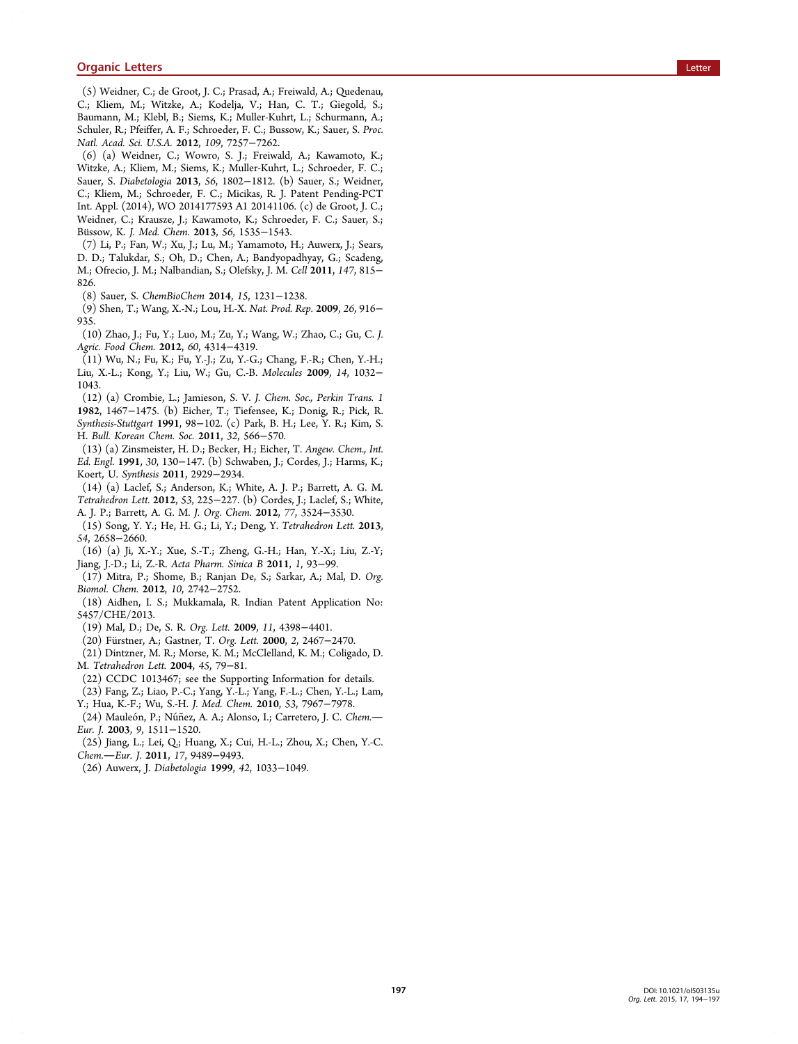(5) Weidner, C.; de Groot, J. C.; Prasad, A.; Freiwald, A.; Quedenau, C.; Kliem, M.; Witzke, A.; Kodelja, V.; Han, C. T.; Giegold, S.; Baumann, M.; Klebl, B.; Siems, K.; Muller-Kuhrt, L.; Schurmann, A.; Schuler, R.; Pfeiffer, A. F.; Schroeder, F. C.; Bussow, K.; Sauer, S. *Proc. Natl. Acad. Sci. U.S.A.* **2012**, *109*, 7257−7262.

(6) (a) Weidner, C.; Wowro, S. J.; Freiwald, A.; Kawamoto, K.; Witzke, A.; Kliem, M.; Siems, K.; Muller-Kuhrt, L.; Schroeder, F. C.; Sauer, S. *Diabetologia* **2013**, *56*, 1802−1812. (b) Sauer, S.; Weidner, C.; Kliem, M.; Schroeder, F. C.; Micikas, R. J. Patent Pending-PCT Int. Appl. (2014), WO 2014177593 A1 20141106. (c) de Groot, J. C.; Weidner, C.; Krausze, J.; Kawamoto, K.; Schroeder, F. C.; Sauer, S.; Büssow, K. *J. Med. Chem.* **2013**, *56*, 1535−1543.

(7) Li, P.; Fan, W.; Xu, J.; Lu, M.; Yamamoto, H.; Auwerx, J.; Sears, D. D.; Talukdar, S.; Oh, D.; Chen, A.; Bandyopadhyay, G.; Scadeng, M.; Ofrecio, J. M.; Nalbandian, S.; Olefsky, J. M. *Cell* **2011**, *147*, 815−826.

(8) Sauer, S. *ChemBioChem* **2014**, *15*, 1231−1238.

(9) Shen, T.; Wang, X.-N.; Lou, H.-X. *Nat. Prod. Rep.* **2009**, *26*, 916−935.

(10) Zhao, J.; Fu, Y.; Luo, M.; Zu, Y.; Wang, W.; Zhao, C.; Gu, C. *J. Agric. Food Chem.* **2012**, *60*, 4314−4319.

(11) Wu, N.; Fu, K.; Fu, Y.-J.; Zu, Y.-G.; Chang, F.-R.; Chen, Y.-H.; Liu, X.-L.; Kong, Y.; Liu, W.; Gu, C.-B. *Molecules* **2009**, *14*, 1032−1043.

(12) (a) Crombie, L.; Jamieson, S. V. *J. Chem. Soc., Perkin Trans. 1* **1982**, 1467−1475. (b) Eicher, T.; Tiefensee, K.; Donig, R.; Pick, R. *Synthesis-Stuttgart* **1991**, 98−102. (c) Park, B. H.; Lee, Y. R.; Kim, S. H. *Bull. Korean Chem. Soc.* **2011**, *32*, 566−570.

(13) (a) Zinsmeister, H. D.; Becker, H.; Eicher, T. *Angew. Chem., Int. Ed. Engl.* **1991**, *30*, 130−147. (b) Schwaben, J.; Cordes, J.; Harms, K.; Koert, U. *Synthesis* **2011**, 2929−2934.

(14) (a) Laclef, S.; Anderson, K.; White, A. J. P.; Barrett, A. G. M. *Tetrahedron Lett.* **2012**, *53*, 225−227. (b) Cordes, J.; Laclef, S.; White, A. J. P.; Barrett, A. G. M. *J. Org. Chem.* **2012**, *77*, 3524−3530.

(15) Song, Y. Y.; He, H. G.; Li, Y.; Deng, Y. *Tetrahedron Lett.* **2013**, *54*, 2658−2660.

(16) (a) Ji, X.-Y.; Xue, S.-T.; Zheng, G.-H.; Han, Y.-X.; Liu, Z.-Y; Jiang, J.-D.; Li, Z.-R. *Acta Pharm. Sinica B* **2011**, *1*, 93−99.

(17) Mitra, P.; Shome, B.; Ranjan De, S.; Sarkar, A.; Mal, D. *Org. Biomol. Chem.* **2012**, *10*, 2742−2752.

(18) Aidhen, I. S.; Mukkamala, R. Indian Patent Application No: 5457/CHE/2013.

(19) Mal, D.; De, S. R. *Org. Lett.* **2009**, *11*, 4398−4401.

(20) Fürstner, A.; Gastner, T. *Org. Lett.* **2000**, *2*, 2467−2470.

(21) Dintzner, M. R.; Morse, K. M.; McClelland, K. M.; Coligado, D. M. *Tetrahedron Lett.* **2004**, *45*, 79−81.

(22) CCDC 1013467; see the Supporting Information for details.

(23) Fang, Z.; Liao, P.-C.; Yang, Y.-L.; Yang, F.-L.; Chen, Y.-L.; Lam, Y.; Hua, K.-F.; Wu, S.-H. *J. Med. Chem.* **2010**, *53*, 7967−7978.

(24) Mauleón, P.; Núñez, A. A.; Alonso, I.; Carretero, J. C. *Chem.—Eur. J.* **2003**, *9*, 1511−1520.

(25) Jiang, L.; Lei, Q.; Huang, X.; Cui, H.-L.; Zhou, X.; Chen, Y.-C. *Chem.—Eur. J.* **2011**, *17*, 9489−9493.

(26) Auwerx, J. *Diabetologia* **1999**, *42*, 1033−1049.